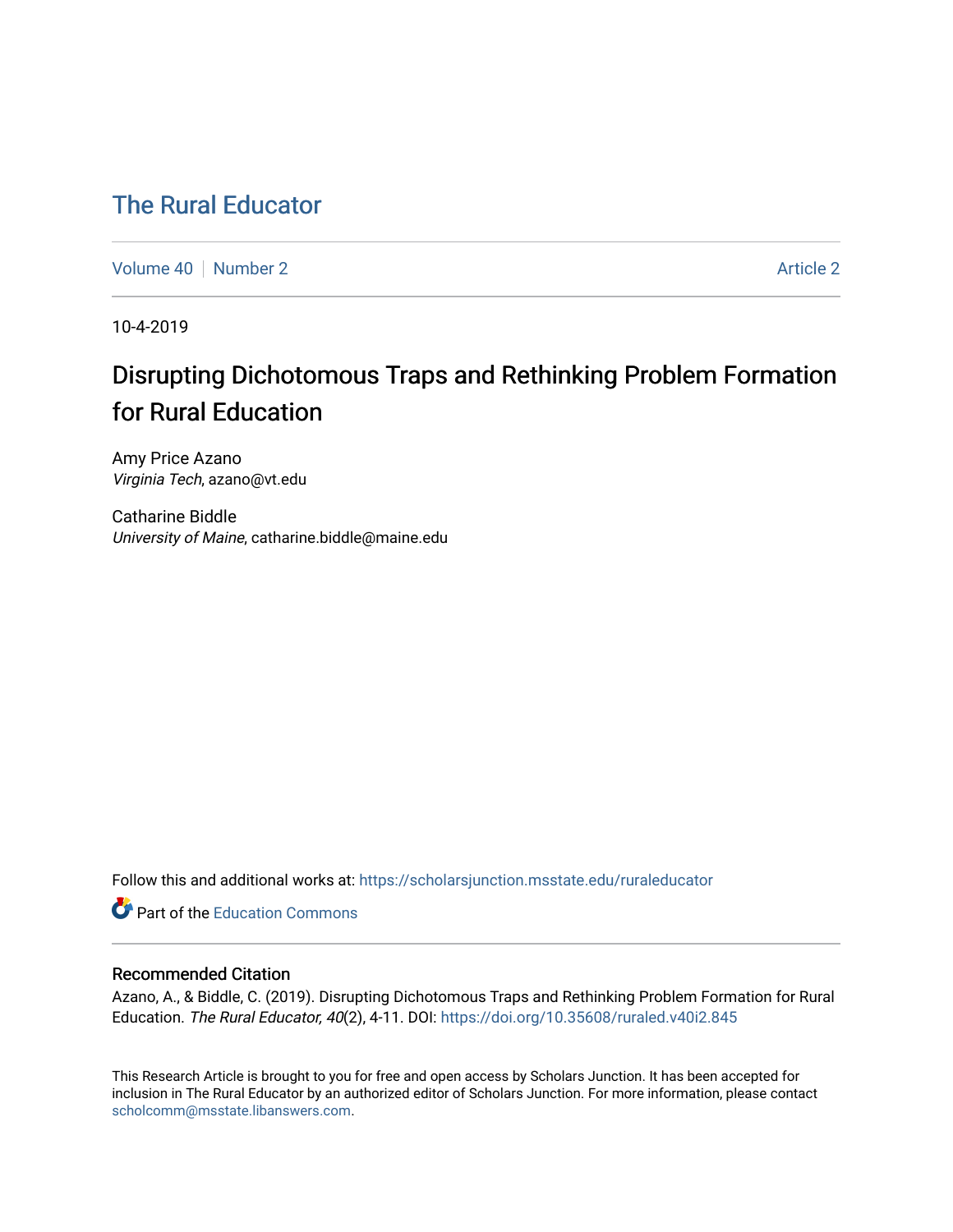# The Rural Educator

Volume 40 | Number 2 | Article 2

10-4-2019

## Disrupting Dichotomous Traps and Rethinking Problem Formation for Rural Education

Amy Price Azano  
*Virginia Tech*, azano@vt.edu

Catharine Biddle  
*University of Maine*, catharine.biddle@maine.edu

Follow this and additional works at: https://scholarsjunction.msstate.edu/ruraleducator

Part of the Education Commons

### Recommended Citation

Azano, A., & Biddle, C. (2019). Disrupting Dichotomous Traps and Rethinking Problem Formation for Rural Education. *The Rural Educator, 40*(2), 4-11. DOI: https://doi.org/10.35608/ruraled.v40i2.845

This Research Article is brought to you for free and open access by Scholars Junction. It has been accepted for inclusion in The Rural Educator by an authorized editor of Scholars Junction. For more information, please contact scholcomm@msstate.libanswers.com.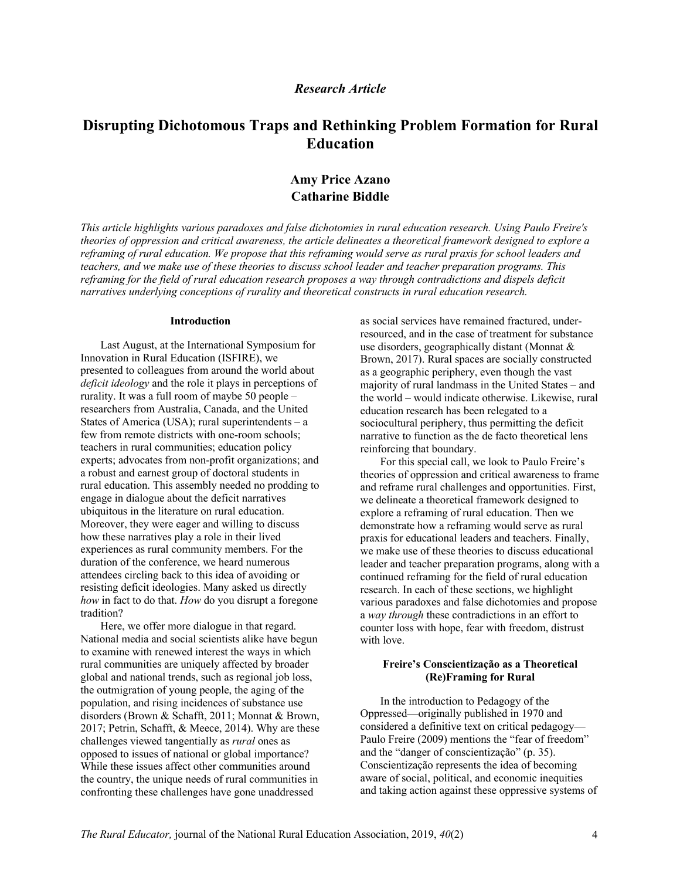*Research Article*

# Disrupting Dichotomous Traps and Rethinking Problem Formation for Rural Education

**Amy Price Azano**
**Catharine Biddle**

*This article highlights various paradoxes and false dichotomies in rural education research. Using Paulo Freire's theories of oppression and critical awareness, the article delineates a theoretical framework designed to explore a reframing of rural education. We propose that this reframing would serve as rural praxis for school leaders and teachers, and we make use of these theories to discuss school leader and teacher preparation programs. This reframing for the field of rural education research proposes a way through contradictions and dispels deficit narratives underlying conceptions of rurality and theoretical constructs in rural education research.*

## Introduction

Last August, at the International Symposium for Innovation in Rural Education (ISFIRE), we presented to colleagues from around the world about *deficit ideology* and the role it plays in perceptions of rurality. It was a full room of maybe 50 people – researchers from Australia, Canada, and the United States of America (USA); rural superintendents – a few from remote districts with one-room schools; teachers in rural communities; education policy experts; advocates from non-profit organizations; and a robust and earnest group of doctoral students in rural education. This assembly needed no prodding to engage in dialogue about the deficit narratives ubiquitous in the literature on rural education. Moreover, they were eager and willing to discuss how these narratives play a role in their lived experiences as rural community members. For the duration of the conference, we heard numerous attendees circling back to this idea of avoiding or resisting deficit ideologies. Many asked us directly *how* in fact to do that. *How* do you disrupt a foregone tradition?

Here, we offer more dialogue in that regard. National media and social scientists alike have begun to examine with renewed interest the ways in which rural communities are uniquely affected by broader global and national trends, such as regional job loss, the outmigration of young people, the aging of the population, and rising incidences of substance use disorders (Brown & Schafft, 2011; Monnat & Brown, 2017; Petrin, Schafft, & Meece, 2014). Why are these challenges viewed tangentially as *rural* ones as opposed to issues of national or global importance? While these issues affect other communities around the country, the unique needs of rural communities in confronting these challenges have gone unaddressed as social services have remained fractured, under-resourced, and in the case of treatment for substance use disorders, geographically distant (Monnat & Brown, 2017). Rural spaces are socially constructed as a geographic periphery, even though the vast majority of rural landmass in the United States – and the world – would indicate otherwise. Likewise, rural education research has been relegated to a sociocultural periphery, thus permitting the deficit narrative to function as the de facto theoretical lens reinforcing that boundary.

For this special call, we look to Paulo Freire's theories of oppression and critical awareness to frame and reframe rural challenges and opportunities. First, we delineate a theoretical framework designed to explore a reframing of rural education. Then we demonstrate how a reframing would serve as rural praxis for educational leaders and teachers. Finally, we make use of these theories to discuss educational leader and teacher preparation programs, along with a continued reframing for the field of rural education research. In each of these sections, we highlight various paradoxes and false dichotomies and propose a *way through* these contradictions in an effort to counter loss with hope, fear with freedom, distrust with love.

## Freire's Conscientização as a Theoretical (Re)Framing for Rural

In the introduction to Pedagogy of the Oppressed—originally published in 1970 and considered a definitive text on critical pedagogy—Paulo Freire (2009) mentions the "fear of freedom" and the "danger of conscientização" (p. 35). Conscientização represents the idea of becoming aware of social, political, and economic inequities and taking action against these oppressive systems of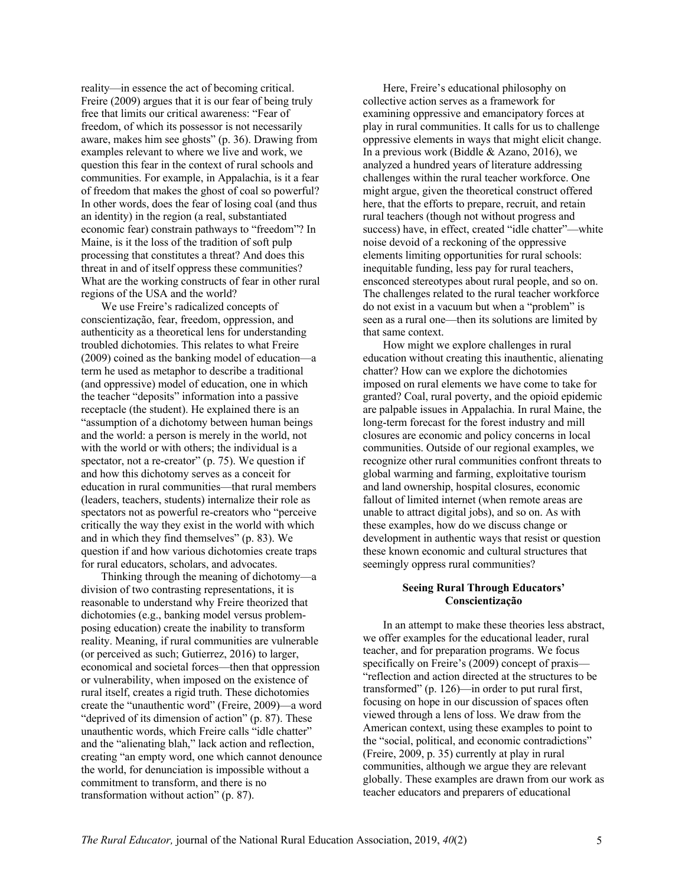reality—in essence the act of becoming critical. Freire (2009) argues that it is our fear of being truly free that limits our critical awareness: "Fear of freedom, of which its possessor is not necessarily aware, makes him see ghosts" (p. 36). Drawing from examples relevant to where we live and work, we question this fear in the context of rural schools and communities. For example, in Appalachia, is it a fear of freedom that makes the ghost of coal so powerful? In other words, does the fear of losing coal (and thus an identity) in the region (a real, substantiated economic fear) constrain pathways to "freedom"? In Maine, is it the loss of the tradition of soft pulp processing that constitutes a threat? And does this threat in and of itself oppress these communities? What are the working constructs of fear in other rural regions of the USA and the world?

We use Freire's radicalized concepts of conscientização, fear, freedom, oppression, and authenticity as a theoretical lens for understanding troubled dichotomies. This relates to what Freire (2009) coined as the banking model of education—a term he used as metaphor to describe a traditional (and oppressive) model of education, one in which the teacher "deposits" information into a passive receptacle (the student). He explained there is an "assumption of a dichotomy between human beings and the world: a person is merely in the world, not with the world or with others; the individual is a spectator, not a re-creator" (p. 75). We question if and how this dichotomy serves as a conceit for education in rural communities—that rural members (leaders, teachers, students) internalize their role as spectators not as powerful re-creators who "perceive critically the way they exist in the world with which and in which they find themselves" (p. 83). We question if and how various dichotomies create traps for rural educators, scholars, and advocates.

Thinking through the meaning of dichotomy—a division of two contrasting representations, it is reasonable to understand why Freire theorized that dichotomies (e.g., banking model versus problem-posing education) create the inability to transform reality. Meaning, if rural communities are vulnerable (or perceived as such; Gutierrez, 2016) to larger, economical and societal forces—then that oppression or vulnerability, when imposed on the existence of rural itself, creates a rigid truth. These dichotomies create the "unauthentic word" (Freire, 2009)—a word "deprived of its dimension of action" (p. 87). These unauthentic words, which Freire calls "idle chatter" and the "alienating blah," lack action and reflection, creating "an empty word, one which cannot denounce the world, for denunciation is impossible without a commitment to transform, and there is no transformation without action" (p. 87).

Here, Freire's educational philosophy on collective action serves as a framework for examining oppressive and emancipatory forces at play in rural communities. It calls for us to challenge oppressive elements in ways that might elicit change. In a previous work (Biddle & Azano, 2016), we analyzed a hundred years of literature addressing challenges within the rural teacher workforce. One might argue, given the theoretical construct offered here, that the efforts to prepare, recruit, and retain rural teachers (though not without progress and success) have, in effect, created "idle chatter"—white noise devoid of a reckoning of the oppressive elements limiting opportunities for rural schools: inequitable funding, less pay for rural teachers, ensconced stereotypes about rural people, and so on. The challenges related to the rural teacher workforce do not exist in a vacuum but when a "problem" is seen as a rural one—then its solutions are limited by that same context.

How might we explore challenges in rural education without creating this inauthentic, alienating chatter? How can we explore the dichotomies imposed on rural elements we have come to take for granted? Coal, rural poverty, and the opioid epidemic are palpable issues in Appalachia. In rural Maine, the long-term forecast for the forest industry and mill closures are economic and policy concerns in local communities. Outside of our regional examples, we recognize other rural communities confront threats to global warming and farming, exploitative tourism and land ownership, hospital closures, economic fallout of limited internet (when remote areas are unable to attract digital jobs), and so on. As with these examples, how do we discuss change or development in authentic ways that resist or question these known economic and cultural structures that seemingly oppress rural communities?

## Seeing Rural Through Educators' Conscientização

In an attempt to make these theories less abstract, we offer examples for the educational leader, rural teacher, and for preparation programs. We focus specifically on Freire's (2009) concept of praxis—"reflection and action directed at the structures to be transformed" (p. 126)—in order to put rural first, focusing on hope in our discussion of spaces often viewed through a lens of loss. We draw from the American context, using these examples to point to the "social, political, and economic contradictions" (Freire, 2009, p. 35) currently at play in rural communities, although we argue they are relevant globally. These examples are drawn from our work as teacher educators and preparers of educational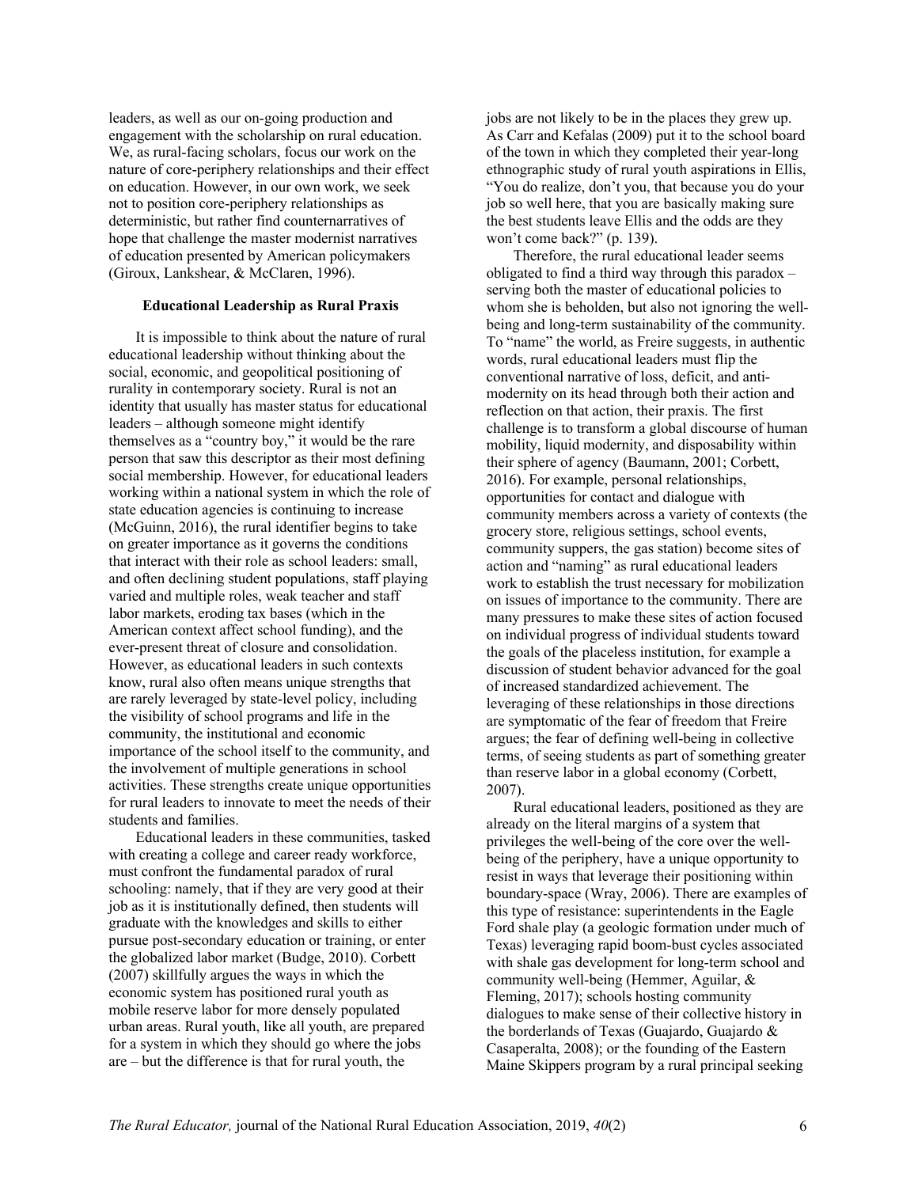leaders, as well as our on-going production and engagement with the scholarship on rural education. We, as rural-facing scholars, focus our work on the nature of core-periphery relationships and their effect on education. However, in our own work, we seek not to position core-periphery relationships as deterministic, but rather find counternarratives of hope that challenge the master modernist narratives of education presented by American policymakers (Giroux, Lankshear, & McClaren, 1996).

## Educational Leadership as Rural Praxis

It is impossible to think about the nature of rural educational leadership without thinking about the social, economic, and geopolitical positioning of rurality in contemporary society. Rural is not an identity that usually has master status for educational leaders – although someone might identify themselves as a "country boy," it would be the rare person that saw this descriptor as their most defining social membership. However, for educational leaders working within a national system in which the role of state education agencies is continuing to increase (McGuinn, 2016), the rural identifier begins to take on greater importance as it governs the conditions that interact with their role as school leaders: small, and often declining student populations, staff playing varied and multiple roles, weak teacher and staff labor markets, eroding tax bases (which in the American context affect school funding), and the ever-present threat of closure and consolidation. However, as educational leaders in such contexts know, rural also often means unique strengths that are rarely leveraged by state-level policy, including the visibility of school programs and life in the community, the institutional and economic importance of the school itself to the community, and the involvement of multiple generations in school activities. These strengths create unique opportunities for rural leaders to innovate to meet the needs of their students and families.

Educational leaders in these communities, tasked with creating a college and career ready workforce, must confront the fundamental paradox of rural schooling: namely, that if they are very good at their job as it is institutionally defined, then students will graduate with the knowledges and skills to either pursue post-secondary education or training, or enter the globalized labor market (Budge, 2010). Corbett (2007) skillfully argues the ways in which the economic system has positioned rural youth as mobile reserve labor for more densely populated urban areas. Rural youth, like all youth, are prepared for a system in which they should go where the jobs are – but the difference is that for rural youth, the jobs are not likely to be in the places they grew up. As Carr and Kefalas (2009) put it to the school board of the town in which they completed their year-long ethnographic study of rural youth aspirations in Ellis, "You do realize, don't you, that because you do your job so well here, that you are basically making sure the best students leave Ellis and the odds are they won't come back?" (p. 139).

Therefore, the rural educational leader seems obligated to find a third way through this paradox – serving both the master of educational policies to whom she is beholden, but also not ignoring the well-being and long-term sustainability of the community. To "name" the world, as Freire suggests, in authentic words, rural educational leaders must flip the conventional narrative of loss, deficit, and anti-modernity on its head through both their action and reflection on that action, their praxis. The first challenge is to transform a global discourse of human mobility, liquid modernity, and disposability within their sphere of agency (Baumann, 2001; Corbett, 2016). For example, personal relationships, opportunities for contact and dialogue with community members across a variety of contexts (the grocery store, religious settings, school events, community suppers, the gas station) become sites of action and "naming" as rural educational leaders work to establish the trust necessary for mobilization on issues of importance to the community. There are many pressures to make these sites of action focused on individual progress of individual students toward the goals of the placeless institution, for example a discussion of student behavior advanced for the goal of increased standardized achievement. The leveraging of these relationships in those directions are symptomatic of the fear of freedom that Freire argues; the fear of defining well-being in collective terms, of seeing students as part of something greater than reserve labor in a global economy (Corbett, 2007).

Rural educational leaders, positioned as they are already on the literal margins of a system that privileges the well-being of the core over the well-being of the periphery, have a unique opportunity to resist in ways that leverage their positioning within boundary-space (Wray, 2006). There are examples of this type of resistance: superintendents in the Eagle Ford shale play (a geologic formation under much of Texas) leveraging rapid boom-bust cycles associated with shale gas development for long-term school and community well-being (Hemmer, Aguilar, & Fleming, 2017); schools hosting community dialogues to make sense of their collective history in the borderlands of Texas (Guajardo, Guajardo & Casaperalta, 2008); or the founding of the Eastern Maine Skippers program by a rural principal seeking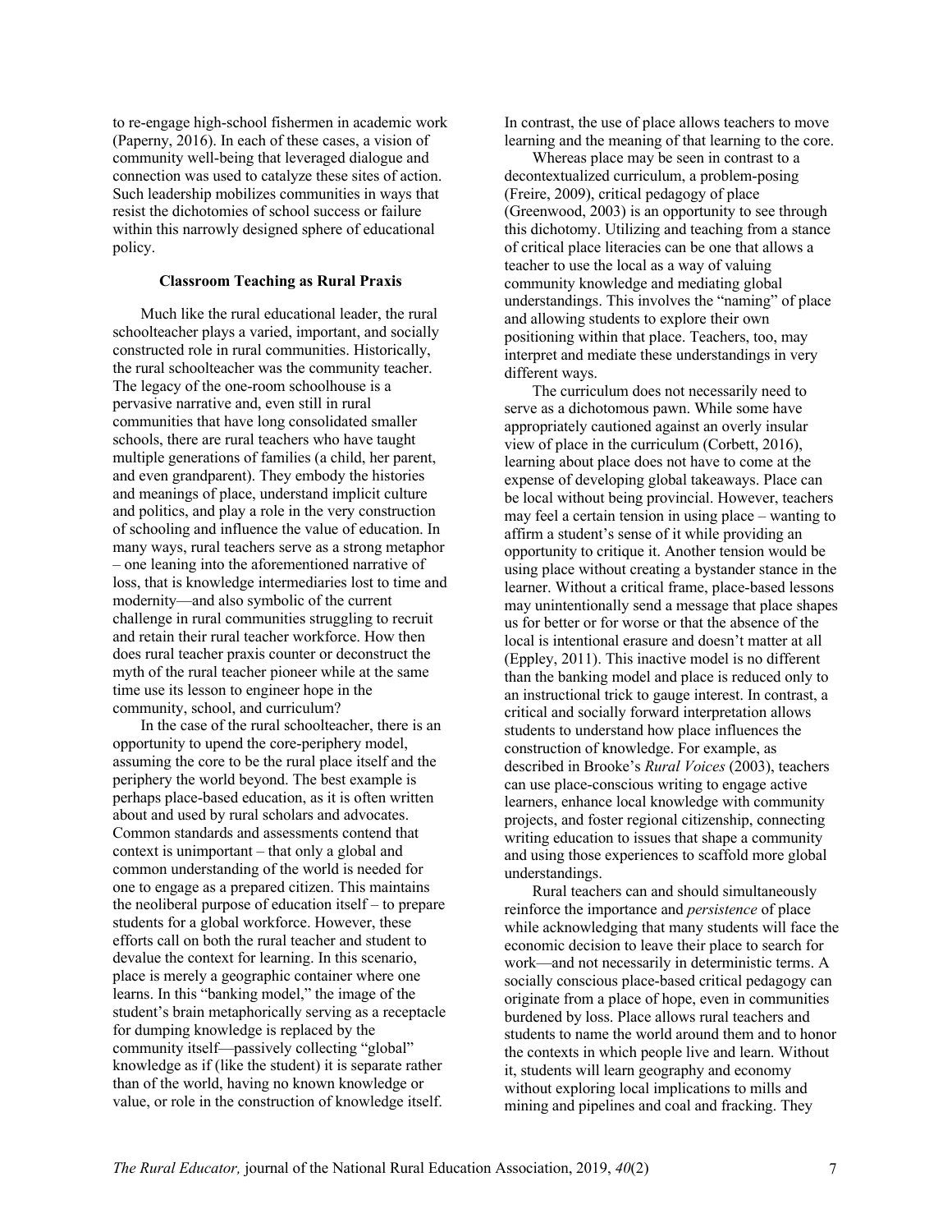to re-engage high-school fishermen in academic work (Paperny, 2016). In each of these cases, a vision of community well-being that leveraged dialogue and connection was used to catalyze these sites of action. Such leadership mobilizes communities in ways that resist the dichotomies of school success or failure within this narrowly designed sphere of educational policy.

### Classroom Teaching as Rural Praxis

Much like the rural educational leader, the rural schoolteacher plays a varied, important, and socially constructed role in rural communities. Historically, the rural schoolteacher was the community teacher. The legacy of the one-room schoolhouse is a pervasive narrative and, even still in rural communities that have long consolidated smaller schools, there are rural teachers who have taught multiple generations of families (a child, her parent, and even grandparent). They embody the histories and meanings of place, understand implicit culture and politics, and play a role in the very construction of schooling and influence the value of education. In many ways, rural teachers serve as a strong metaphor – one leaning into the aforementioned narrative of loss, that is knowledge intermediaries lost to time and modernity—and also symbolic of the current challenge in rural communities struggling to recruit and retain their rural teacher workforce. How then does rural teacher praxis counter or deconstruct the myth of the rural teacher pioneer while at the same time use its lesson to engineer hope in the community, school, and curriculum?

In the case of the rural schoolteacher, there is an opportunity to upend the core-periphery model, assuming the core to be the rural place itself and the periphery the world beyond. The best example is perhaps place-based education, as it is often written about and used by rural scholars and advocates. Common standards and assessments contend that context is unimportant – that only a global and common understanding of the world is needed for one to engage as a prepared citizen. This maintains the neoliberal purpose of education itself – to prepare students for a global workforce. However, these efforts call on both the rural teacher and student to devalue the context for learning. In this scenario, place is merely a geographic container where one learns. In this "banking model," the image of the student's brain metaphorically serving as a receptacle for dumping knowledge is replaced by the community itself—passively collecting "global" knowledge as if (like the student) it is separate rather than of the world, having no known knowledge or value, or role in the construction of knowledge itself. In contrast, the use of place allows teachers to move learning and the meaning of that learning to the core.

Whereas place may be seen in contrast to a decontextualized curriculum, a problem-posing (Freire, 2009), critical pedagogy of place (Greenwood, 2003) is an opportunity to see through this dichotomy. Utilizing and teaching from a stance of critical place literacies can be one that allows a teacher to use the local as a way of valuing community knowledge and mediating global understandings. This involves the "naming" of place and allowing students to explore their own positioning within that place. Teachers, too, may interpret and mediate these understandings in very different ways.

The curriculum does not necessarily need to serve as a dichotomous pawn. While some have appropriately cautioned against an overly insular view of place in the curriculum (Corbett, 2016), learning about place does not have to come at the expense of developing global takeaways. Place can be local without being provincial. However, teachers may feel a certain tension in using place – wanting to affirm a student's sense of it while providing an opportunity to critique it. Another tension would be using place without creating a bystander stance in the learner. Without a critical frame, place-based lessons may unintentionally send a message that place shapes us for better or for worse or that the absence of the local is intentional erasure and doesn't matter at all (Eppley, 2011). This inactive model is no different than the banking model and place is reduced only to an instructional trick to gauge interest. In contrast, a critical and socially forward interpretation allows students to understand how place influences the construction of knowledge. For example, as described in Brooke's *Rural Voices* (2003), teachers can use place-conscious writing to engage active learners, enhance local knowledge with community projects, and foster regional citizenship, connecting writing education to issues that shape a community and using those experiences to scaffold more global understandings.

Rural teachers can and should simultaneously reinforce the importance and *persistence* of place while acknowledging that many students will face the economic decision to leave their place to search for work—and not necessarily in deterministic terms. A socially conscious place-based critical pedagogy can originate from a place of hope, even in communities burdened by loss. Place allows rural teachers and students to name the world around them and to honor the contexts in which people live and learn. Without it, students will learn geography and economy without exploring local implications to mills and mining and pipelines and coal and fracking. They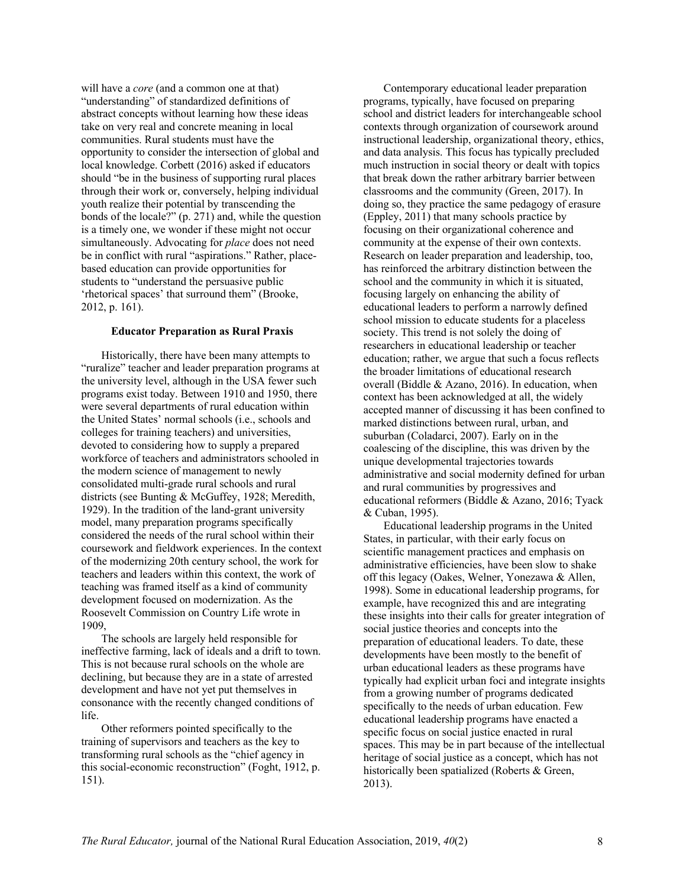will have a *core* (and a common one at that) "understanding" of standardized definitions of abstract concepts without learning how these ideas take on very real and concrete meaning in local communities. Rural students must have the opportunity to consider the intersection of global and local knowledge. Corbett (2016) asked if educators should "be in the business of supporting rural places through their work or, conversely, helping individual youth realize their potential by transcending the bonds of the locale?" (p. 271) and, while the question is a timely one, we wonder if these might not occur simultaneously. Advocating for *place* does not need be in conflict with rural "aspirations." Rather, place-based education can provide opportunities for students to "understand the persuasive public 'rhetorical spaces' that surround them" (Brooke, 2012, p. 161).

### Educator Preparation as Rural Praxis

Historically, there have been many attempts to "ruralize" teacher and leader preparation programs at the university level, although in the USA fewer such programs exist today. Between 1910 and 1950, there were several departments of rural education within the United States' normal schools (i.e., schools and colleges for training teachers) and universities, devoted to considering how to supply a prepared workforce of teachers and administrators schooled in the modern science of management to newly consolidated multi-grade rural schools and rural districts (see Bunting & McGuffey, 1928; Meredith, 1929). In the tradition of the land-grant university model, many preparation programs specifically considered the needs of the rural school within their coursework and fieldwork experiences. In the context of the modernizing 20th century school, the work for teachers and leaders within this context, the work of teaching was framed itself as a kind of community development focused on modernization. As the Roosevelt Commission on Country Life wrote in 1909,

> The schools are largely held responsible for ineffective farming, lack of ideals and a drift to town. This is not because rural schools on the whole are declining, but because they are in a state of arrested development and have not yet put themselves in consonance with the recently changed conditions of life.

Other reformers pointed specifically to the training of supervisors and teachers as the key to transforming rural schools as the "chief agency in this social-economic reconstruction" (Foght, 1912, p. 151).

Contemporary educational leader preparation programs, typically, have focused on preparing school and district leaders for interchangeable school contexts through organization of coursework around instructional leadership, organizational theory, ethics, and data analysis. This focus has typically precluded much instruction in social theory or dealt with topics that break down the rather arbitrary barrier between classrooms and the community (Green, 2017). In doing so, they practice the same pedagogy of erasure (Eppley, 2011) that many schools practice by focusing on their organizational coherence and community at the expense of their own contexts. Research on leader preparation and leadership, too, has reinforced the arbitrary distinction between the school and the community in which it is situated, focusing largely on enhancing the ability of educational leaders to perform a narrowly defined school mission to educate students for a placeless society. This trend is not solely the doing of researchers in educational leadership or teacher education; rather, we argue that such a focus reflects the broader limitations of educational research overall (Biddle & Azano, 2016). In education, when context has been acknowledged at all, the widely accepted manner of discussing it has been confined to marked distinctions between rural, urban, and suburban (Coladarci, 2007). Early on in the coalescing of the discipline, this was driven by the unique developmental trajectories towards administrative and social modernity defined for urban and rural communities by progressives and educational reformers (Biddle & Azano, 2016; Tyack & Cuban, 1995).

Educational leadership programs in the United States, in particular, with their early focus on scientific management practices and emphasis on administrative efficiencies, have been slow to shake off this legacy (Oakes, Welner, Yonezawa & Allen, 1998). Some in educational leadership programs, for example, have recognized this and are integrating these insights into their calls for greater integration of social justice theories and concepts into the preparation of educational leaders. To date, these developments have been mostly to the benefit of urban educational leaders as these programs have typically had explicit urban foci and integrate insights from a growing number of programs dedicated specifically to the needs of urban education. Few educational leadership programs have enacted a specific focus on social justice enacted in rural spaces. This may be in part because of the intellectual heritage of social justice as a concept, which has not historically been spatialized (Roberts & Green, 2013).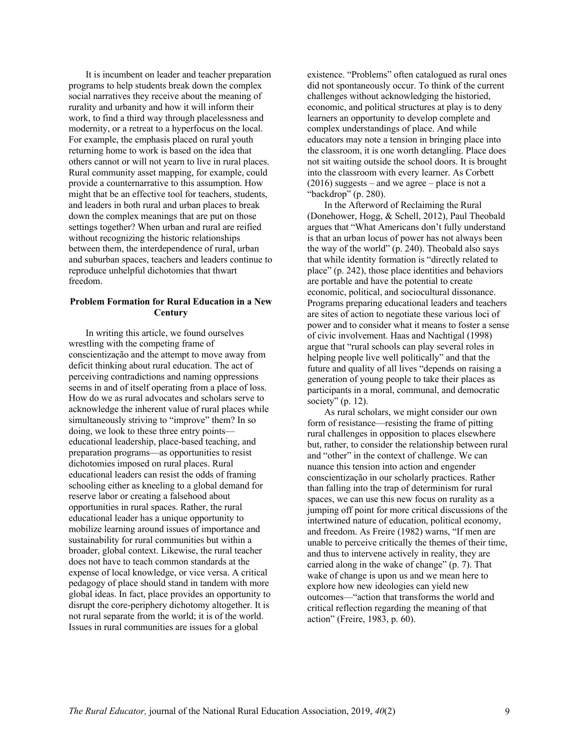It is incumbent on leader and teacher preparation programs to help students break down the complex social narratives they receive about the meaning of rurality and urbanity and how it will inform their work, to find a third way through placelessness and modernity, or a retreat to a hyperfocus on the local. For example, the emphasis placed on rural youth returning home to work is based on the idea that others cannot or will not yearn to live in rural places. Rural community asset mapping, for example, could provide a counternarrative to this assumption. How might that be an effective tool for teachers, students, and leaders in both rural and urban places to break down the complex meanings that are put on those settings together? When urban and rural are reified without recognizing the historic relationships between them, the interdependence of rural, urban and suburban spaces, teachers and leaders continue to reproduce unhelpful dichotomies that thwart freedom.

### Problem Formation for Rural Education in a New Century

In writing this article, we found ourselves wrestling with the competing frame of conscientização and the attempt to move away from deficit thinking about rural education. The act of perceiving contradictions and naming oppressions seems in and of itself operating from a place of loss. How do we as rural advocates and scholars serve to acknowledge the inherent value of rural places while simultaneously striving to "improve" them? In so doing, we look to these three entry points—educational leadership, place-based teaching, and preparation programs—as opportunities to resist dichotomies imposed on rural places. Rural educational leaders can resist the odds of framing schooling either as kneeling to a global demand for reserve labor or creating a falsehood about opportunities in rural spaces. Rather, the rural educational leader has a unique opportunity to mobilize learning around issues of importance and sustainability for rural communities but within a broader, global context. Likewise, the rural teacher does not have to teach common standards at the expense of local knowledge, or vice versa. A critical pedagogy of place should stand in tandem with more global ideas. In fact, place provides an opportunity to disrupt the core-periphery dichotomy altogether. It is not rural separate from the world; it is of the world. Issues in rural communities are issues for a global existence. "Problems" often catalogued as rural ones did not spontaneously occur. To think of the current challenges without acknowledging the historied, economic, and political structures at play is to deny learners an opportunity to develop complete and complex understandings of place. And while educators may note a tension in bringing place into the classroom, it is one worth detangling. Place does not sit waiting outside the school doors. It is brought into the classroom with every learner. As Corbett (2016) suggests – and we agree – place is not a "backdrop" (p. 280).

In the Afterword of Reclaiming the Rural (Donehower, Hogg, & Schell, 2012), Paul Theobald argues that "What Americans don't fully understand is that an urban locus of power has not always been the way of the world" (p. 240). Theobald also says that while identity formation is "directly related to place" (p. 242), those place identities and behaviors are portable and have the potential to create economic, political, and sociocultural dissonance. Programs preparing educational leaders and teachers are sites of action to negotiate these various loci of power and to consider what it means to foster a sense of civic involvement. Haas and Nachtigal (1998) argue that "rural schools can play several roles in helping people live well politically" and that the future and quality of all lives "depends on raising a generation of young people to take their places as participants in a moral, communal, and democratic society" (p. 12).

As rural scholars, we might consider our own form of resistance—resisting the frame of pitting rural challenges in opposition to places elsewhere but, rather, to consider the relationship between rural and "other" in the context of challenge. We can nuance this tension into action and engender conscientização in our scholarly practices. Rather than falling into the trap of determinism for rural spaces, we can use this new focus on rurality as a jumping off point for more critical discussions of the intertwined nature of education, political economy, and freedom. As Freire (1982) warns, "If men are unable to perceive critically the themes of their time, and thus to intervene actively in reality, they are carried along in the wake of change" (p. 7). That wake of change is upon us and we mean here to explore how new ideologies can yield new outcomes—"action that transforms the world and critical reflection regarding the meaning of that action" (Freire, 1983, p. 60).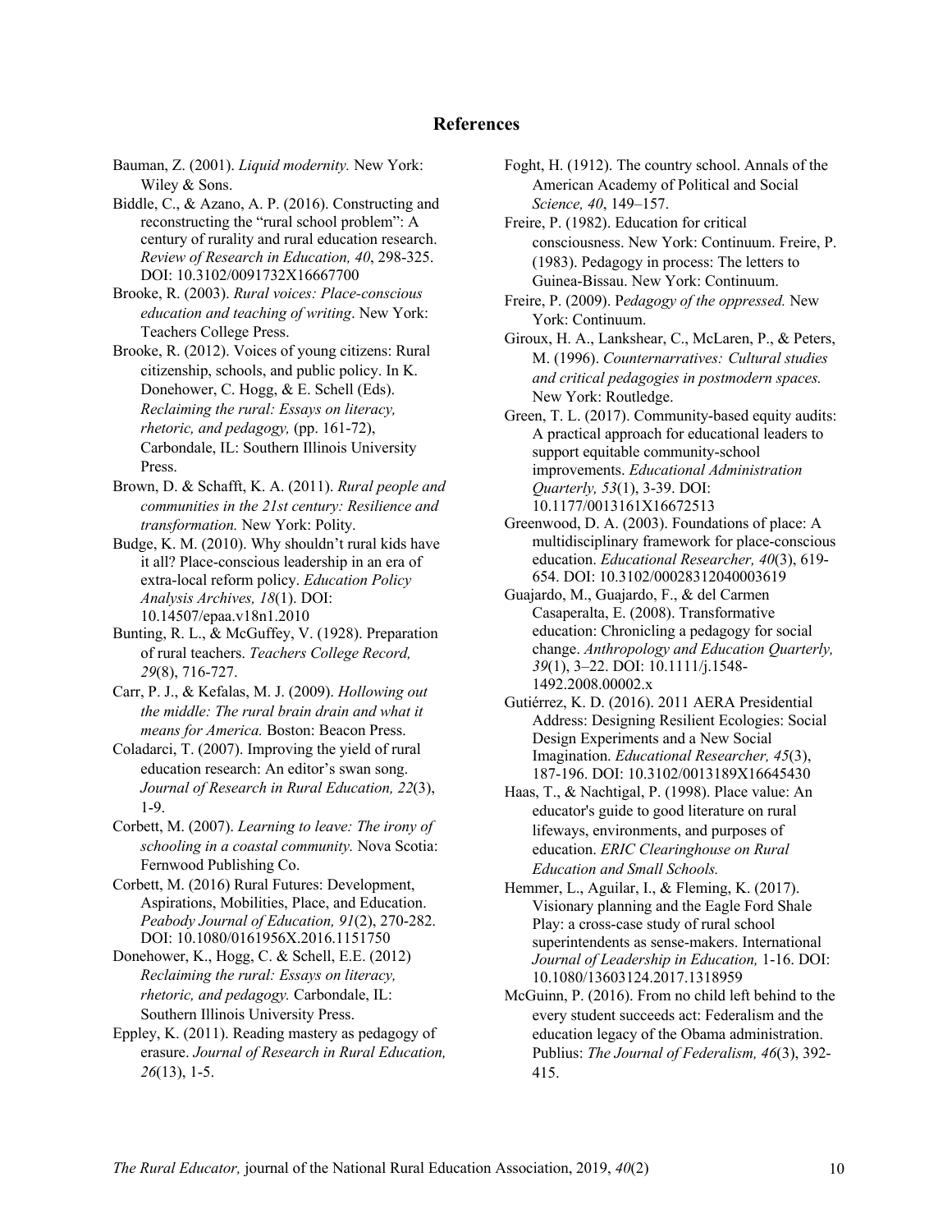## References

Bauman, Z. (2001). *Liquid modernity.* New York: Wiley & Sons.

Biddle, C., & Azano, A. P. (2016). Constructing and reconstructing the "rural school problem": A century of rurality and rural education research. *Review of Research in Education, 40*, 298-325. DOI: 10.3102/0091732X16667700

Brooke, R. (2003). *Rural voices: Place-conscious education and teaching of writing*. New York: Teachers College Press.

Brooke, R. (2012). Voices of young citizens: Rural citizenship, schools, and public policy. In K. Donehower, C. Hogg, & E. Schell (Eds). *Reclaiming the rural: Essays on literacy, rhetoric, and pedagogy,* (pp. 161-72), Carbondale, IL: Southern Illinois University Press.

Brown, D. & Schafft, K. A. (2011). *Rural people and communities in the 21st century: Resilience and transformation.* New York: Polity.

Budge, K. M. (2010). Why shouldn't rural kids have it all? Place-conscious leadership in an era of extra-local reform policy. *Education Policy Analysis Archives, 18*(1). DOI: 10.14507/epaa.v18n1.2010

Bunting, R. L., & McGuffey, V. (1928). Preparation of rural teachers. *Teachers College Record, 29*(8), 716-727.

Carr, P. J., & Kefalas, M. J. (2009). *Hollowing out the middle: The rural brain drain and what it means for America.* Boston: Beacon Press.

Coladarci, T. (2007). Improving the yield of rural education research: An editor's swan song. *Journal of Research in Rural Education, 22*(3), 1-9.

Corbett, M. (2007). *Learning to leave: The irony of schooling in a coastal community.* Nova Scotia: Fernwood Publishing Co.

Corbett, M. (2016) Rural Futures: Development, Aspirations, Mobilities, Place, and Education. *Peabody Journal of Education, 91*(2), 270-282. DOI: 10.1080/0161956X.2016.1151750

Donehower, K., Hogg, C. & Schell, E.E. (2012) *Reclaiming the rural: Essays on literacy, rhetoric, and pedagogy.* Carbondale, IL: Southern Illinois University Press.

Eppley, K. (2011). Reading mastery as pedagogy of erasure. *Journal of Research in Rural Education, 26*(13), 1-5.

Foght, H. (1912). The country school. Annals of the American Academy of Political and Social *Science, 40*, 149–157.

Freire, P. (1982). Education for critical consciousness. New York: Continuum. Freire, P. (1983). Pedagogy in process: The letters to Guinea-Bissau. New York: Continuum.

Freire, P. (2009). P*edagogy of the oppressed.* New York: Continuum.

Giroux, H. A., Lankshear, C., McLaren, P., & Peters, M. (1996). *Counternarratives: Cultural studies and critical pedagogies in postmodern spaces.* New York: Routledge.

Green, T. L. (2017). Community-based equity audits: A practical approach for educational leaders to support equitable community-school improvements. *Educational Administration Quarterly, 53*(1), 3-39. DOI: 10.1177/0013161X16672513

Greenwood, D. A. (2003). Foundations of place: A multidisciplinary framework for place-conscious education. *Educational Researcher, 40*(3), 619-654. DOI: 10.3102/00028312040003619

Guajardo, M., Guajardo, F., & del Carmen Casaperalta, E. (2008). Transformative education: Chronicling a pedagogy for social change. *Anthropology and Education Quarterly, 39*(1), 3–22. DOI: 10.1111/j.1548-1492.2008.00002.x

Gutiérrez, K. D. (2016). 2011 AERA Presidential Address: Designing Resilient Ecologies: Social Design Experiments and a New Social Imagination. *Educational Researcher, 45*(3), 187-196. DOI: 10.3102/0013189X16645430

Haas, T., & Nachtigal, P. (1998). Place value: An educator's guide to good literature on rural lifeways, environments, and purposes of education. *ERIC Clearinghouse on Rural Education and Small Schools.*

Hemmer, L., Aguilar, I., & Fleming, K. (2017). Visionary planning and the Eagle Ford Shale Play: a cross-case study of rural school superintendents as sense-makers. International *Journal of Leadership in Education,* 1-16. DOI: 10.1080/13603124.2017.1318959

McGuinn, P. (2016). From no child left behind to the every student succeeds act: Federalism and the education legacy of the Obama administration. Publius: *The Journal of Federalism, 46*(3), 392-415.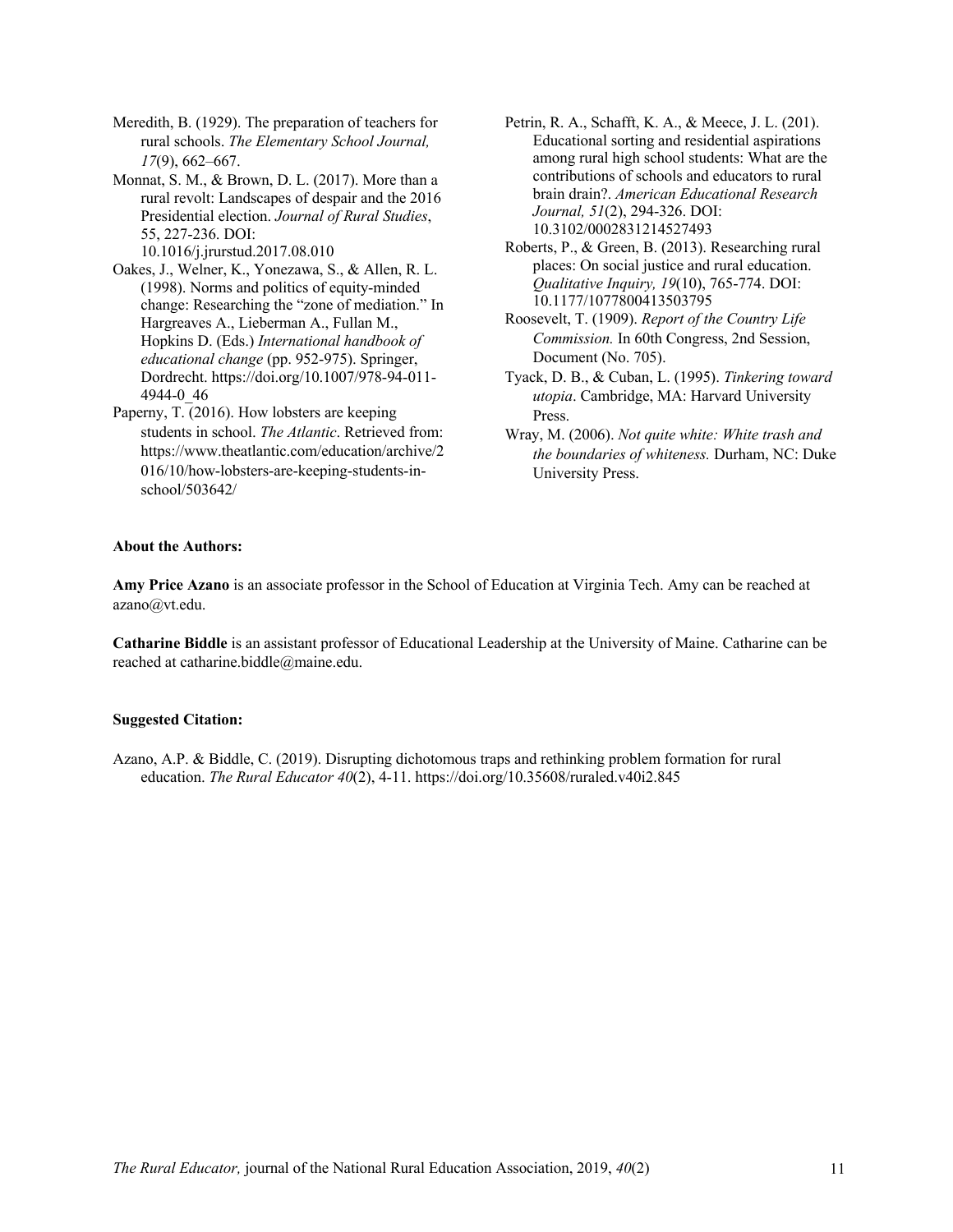Meredith, B. (1929). The preparation of teachers for rural schools. *The Elementary School Journal, 17*(9), 662–667.

Monnat, S. M., & Brown, D. L. (2017). More than a rural revolt: Landscapes of despair and the 2016 Presidential election. *Journal of Rural Studies*, 55, 227-236. DOI: 10.1016/j.jrurstud.2017.08.010

Oakes, J., Welner, K., Yonezawa, S., & Allen, R. L. (1998). Norms and politics of equity-minded change: Researching the "zone of mediation." In Hargreaves A., Lieberman A., Fullan M., Hopkins D. (Eds.) *International handbook of educational change* (pp. 952-975). Springer, Dordrecht. https://doi.org/10.1007/978-94-011-4944-0_46

Paperny, T. (2016). How lobsters are keeping students in school. *The Atlantic*. Retrieved from: https://www.theatlantic.com/education/archive/2016/10/how-lobsters-are-keeping-students-in-school/503642/

Petrin, R. A., Schafft, K. A., & Meece, J. L. (201). Educational sorting and residential aspirations among rural high school students: What are the contributions of schools and educators to rural brain drain?. *American Educational Research Journal, 51*(2), 294-326. DOI: 10.3102/0002831214527493

Roberts, P., & Green, B. (2013). Researching rural places: On social justice and rural education. *Qualitative Inquiry, 19*(10), 765-774. DOI: 10.1177/1077800413503795

Roosevelt, T. (1909). *Report of the Country Life Commission.* In 60th Congress, 2nd Session, Document (No. 705).

Tyack, D. B., & Cuban, L. (1995). *Tinkering toward utopia*. Cambridge, MA: Harvard University Press.

Wray, M. (2006). *Not quite white: White trash and the boundaries of whiteness.* Durham, NC: Duke University Press.

**About the Authors:**

**Amy Price Azano** is an associate professor in the School of Education at Virginia Tech. Amy can be reached at azano@vt.edu.

**Catharine Biddle** is an assistant professor of Educational Leadership at the University of Maine. Catharine can be reached at catharine.biddle@maine.edu.

**Suggested Citation:**

Azano, A.P. & Biddle, C. (2019). Disrupting dichotomous traps and rethinking problem formation for rural education. *The Rural Educator 40*(2), 4-11. https://doi.org/10.35608/ruraled.v40i2.845